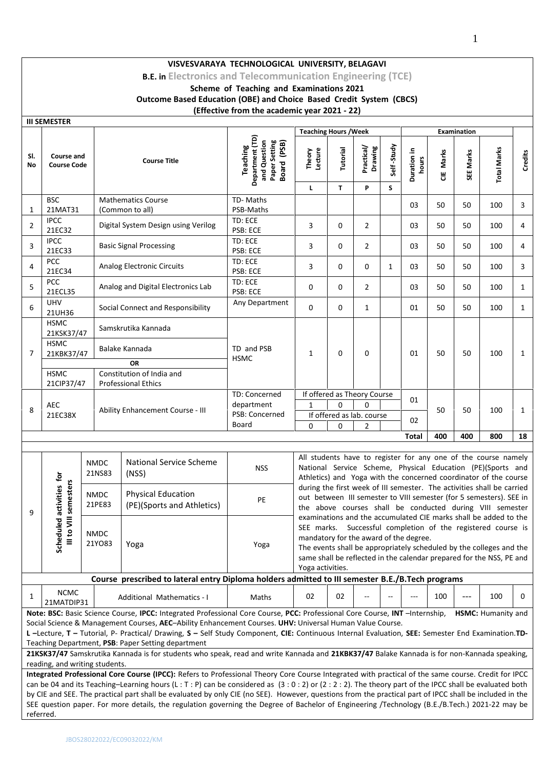# VISVESVARAYA TECHNOLOGICAL UNIVERSITY, BELAGAVI

## B.E. in Electronics and Telecommunication Engineering (TCE)

### Scheme of Teaching and Examinations 2021

### Outcome Based Education (OBE) and Choice Based Credit System (CBCS)

### (Effective from the academic year 2021 - 22)

**III SEMESTER**

| Sl. No | Course and Course Code | Course Title | Teaching Department (TD) and Question Paper Setting Board (PSB) | Teaching Hours /Week | | | | Examination | | | | Credits |
|---|---|---|---|---|---|---|---|---|---|---|---|---|
| | | | | Theory Lecture | Tutorial | Practical/ Drawing | Self-Study | Duration in hours | CIE Marks | SEE Marks | Total Marks | |
| | | | | L | T | P | S | | | | | |
| 1 | BSC 21MAT31 | Mathematics Course (Common to all) | TD- Maths PSB-Maths | | | | | 03 | 50 | 50 | 100 | 3 |
| 2 | IPCC 21EC32 | Digital System Design using Verilog | TD: ECE PSB: ECE | 3 | 0 | 2 | | 03 | 50 | 50 | 100 | 4 |
| 3 | IPCC 21EC33 | Basic Signal Processing | TD: ECE PSB: ECE | 3 | 0 | 2 | | 03 | 50 | 50 | 100 | 4 |
| 4 | PCC 21EC34 | Analog Electronic Circuits | TD: ECE PSB: ECE | 3 | 0 | 0 | 1 | 03 | 50 | 50 | 100 | 3 |
| 5 | PCC 21ECL35 | Analog and Digital Electronics Lab | TD: ECE PSB: ECE | 0 | 0 | 2 | | 03 | 50 | 50 | 100 | 1 |
| 6 | UHV 21UH36 | Social Connect and Responsibility | Any Department | 0 | 0 | 1 | | 01 | 50 | 50 | 100 | 1 |
| 7 | HSMC 21KSK37/47 | Samskrutika Kannada | TD and PSB HSMC | 1 | 0 | 0 | | 01 | 50 | 50 | 100 | 1 |
| | HSMC 21KBK37/47 | Balake Kannada | | | | | | | | | | |
| | | OR | | | | | | | | | | |
| | HSMC 21CIP37/47 | Constitution of India and Professional Ethics | | | | | | | | | | |
| 8 | AEC 21EC38X | Ability Enhancement Course - III | TD: Concerned department PSB: Concerned Board | If offered as Theory Course | | | | 01 | 50 | 50 | 100 | 1 |
| | | | | 1 | 0 | 0 | | | | | | |
| | | | | If offered as lab. course | | | | 02 | | | | |
| | | | | 0 | 0 | 2 | | | | | | |
| | | | | | | | | **Total** | **400** | **400** | **800** | **18** |

| | | | | |
|---|---|---|---|---|
| 9 | Scheduled activities for III to VIII semesters | NMDC 21NS83 | National Service Scheme (NSS) | NSS |
| | | NMDC 21PE83 | Physical Education (PE)(Sports and Athletics) | PE |
| | | NMDC 21YO83 | Yoga | Yoga |

All students have to register for any one of the course namely National Service Scheme, Physical Education (PE)(Sports and Athletics) and Yoga with the concerned coordinator of the course during the first week of III semester. The activities shall be carried out between III semester to VIII semester (for 5 semesters). SEE in the above courses shall be conducted during VIII semester examinations and the accumulated CIE marks shall be added to the SEE marks. Successful completion of the registered course is mandatory for the award of the degree.
The events shall be appropriately scheduled by the colleges and the same shall be reflected in the calendar prepared for the NSS, PE and Yoga activities.

**Course prescribed to lateral entry Diploma holders admitted to III semester B.E./B.Tech programs**

| Sl. No | Course and Course Code | Course Title | TD/PSB | L | T | P | S | Duration in hours | CIE Marks | SEE Marks | Total Marks | Credits |
|---|---|---|---|---|---|---|---|---|---|---|---|---|
| 1 | NCMC 21MATDIP31 | Additional Mathematics - I | Maths | 02 | 02 | -- | -- | --- | 100 | --- | 100 | 0 |

**Note: BSC:** Basic Science Course, **IPCC:** Integrated Professional Core Course, **PCC:** Professional Core Course, **INT** –Internship, **HSMC:** Humanity and Social Science & Management Courses, **AEC**–Ability Enhancement Courses. **UHV:** Universal Human Value Course.
**L** –Lecture, **T** – Tutorial, P- Practical/ Drawing, **S** – Self Study Component, **CIE:** Continuous Internal Evaluation, **SEE:** Semester End Examination. **TD-** Teaching Department, **PSB**: Paper Setting department

**21KSK37/47** Samskrutika Kannada is for students who speak, read and write Kannada and **21KBK37/47** Balake Kannada is for non-Kannada speaking, reading, and writing students.

**Integrated Professional Core Course (IPCC):** Refers to Professional Theory Core Course Integrated with practical of the same course. Credit for IPCC can be 04 and its Teaching–Learning hours (L : T : P) can be considered as (3 : 0 : 2) or (2 : 2 : 2). The theory part of the IPCC shall be evaluated both by CIE and SEE. The practical part shall be evaluated by only CIE (no SEE). However, questions from the practical part of IPCC shall be included in the SEE question paper. For more details, the regulation governing the Degree of Bachelor of Engineering /Technology (B.E./B.Tech.) 2021-22 may be referred.

JBOS28022022/EC09032022/KM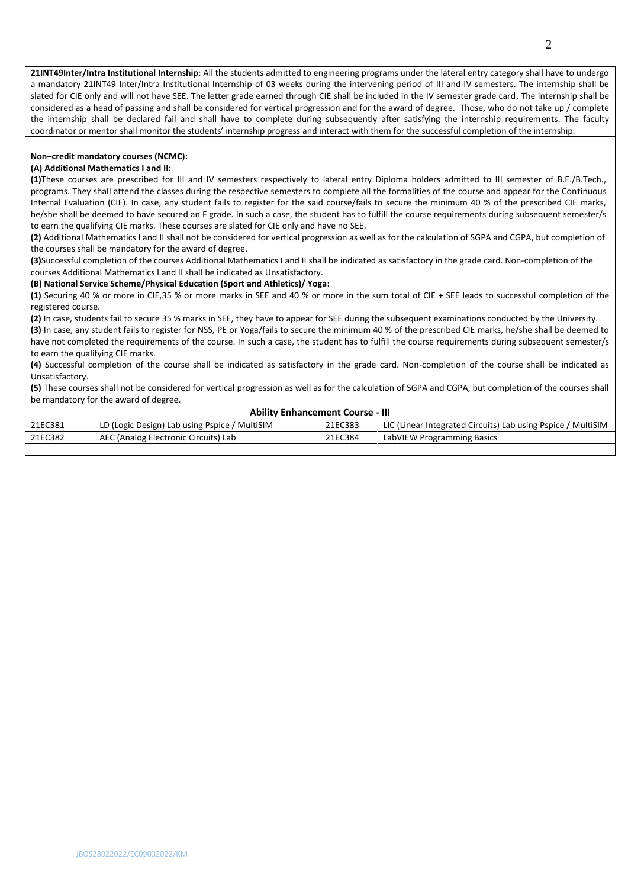**21INT49Inter/Intra Institutional Internship**: All the students admitted to engineering programs under the lateral entry category shall have to undergo a mandatory 21INT49 Inter/Intra Institutional Internship of 03 weeks during the intervening period of III and IV semesters. The internship shall be slated for CIE only and will not have SEE. The letter grade earned through CIE shall be included in the IV semester grade card. The internship shall be considered as a head of passing and shall be considered for vertical progression and for the award of degree. Those, who do not take up / complete the internship shall be declared fail and shall have to complete during subsequently after satisfying the internship requirements. The faculty coordinator or mentor shall monitor the students' internship progress and interact with them for the successful completion of the internship.

**Non–credit mandatory courses (NCMC):**

**(A) Additional Mathematics I and II:**

**(1)**These courses are prescribed for III and IV semesters respectively to lateral entry Diploma holders admitted to III semester of B.E./B.Tech., programs. They shall attend the classes during the respective semesters to complete all the formalities of the course and appear for the Continuous Internal Evaluation (CIE). In case, any student fails to register for the said course/fails to secure the minimum 40 % of the prescribed CIE marks, he/she shall be deemed to have secured an F grade. In such a case, the student has to fulfill the course requirements during subsequent semester/s to earn the qualifying CIE marks. These courses are slated for CIE only and have no SEE.

**(2)** Additional Mathematics I and II shall not be considered for vertical progression as well as for the calculation of SGPA and CGPA, but completion of the courses shall be mandatory for the award of degree.

**(3)**Successful completion of the courses Additional Mathematics I and II shall be indicated as satisfactory in the grade card. Non-completion of the courses Additional Mathematics I and II shall be indicated as Unsatisfactory.

**(B) National Service Scheme/Physical Education (Sport and Athletics)/ Yoga:**

**(1)** Securing 40 % or more in CIE,35 % or more marks in SEE and 40 % or more in the sum total of CIE + SEE leads to successful completion of the registered course.

**(2)** In case, students fail to secure 35 % marks in SEE, they have to appear for SEE during the subsequent examinations conducted by the University.

**(3)** In case, any student fails to register for NSS, PE or Yoga/fails to secure the minimum 40 % of the prescribed CIE marks, he/she shall be deemed to have not completed the requirements of the course. In such a case, the student has to fulfill the course requirements during subsequent semester/s to earn the qualifying CIE marks.

**(4)** Successful completion of the course shall be indicated as satisfactory in the grade card. Non-completion of the course shall be indicated as Unsatisfactory.

**(5)** These courses shall not be considered for vertical progression as well as for the calculation of SGPA and CGPA, but completion of the courses shall be mandatory for the award of degree.

| **Ability Enhancement Course - III** | | | |
|---|---|---|---|
| 21EC381 | LD (Logic Design) Lab using Pspice / MultiSIM | 21EC383 | LIC (Linear Integrated Circuits) Lab using Pspice / MultiSIM |
| 21EC382 | AEC (Analog Electronic Circuits) Lab | 21EC384 | LabVIEW Programming Basics |

JBOS28022022/EC09032022/KM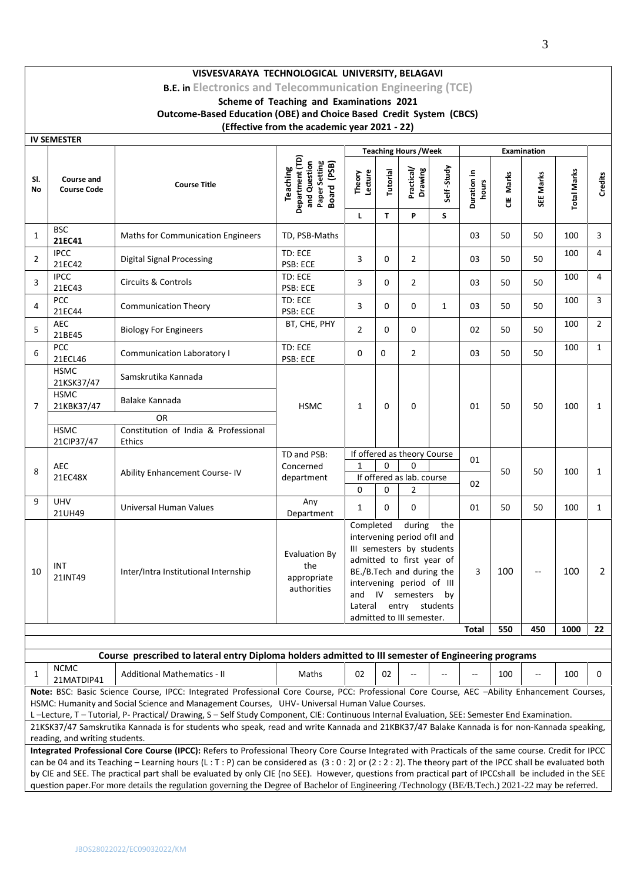**VISVESVARAYA TECHNOLOGICAL UNIVERSITY, BELAGAVI**

**B.E. in Electronics and Telecommunication Engineering (TCE)**

**Scheme of Teaching and Examinations 2021**

**Outcome-Based Education (OBE) and Choice Based Credit System (CBCS)**

**(Effective from the academic year 2021 - 22)**

**IV SEMESTER**

| Sl. No | Course and Course Code | Course Title | Teaching Department (TD) and Question Paper Setting Board (PSB) | Teaching Hours /Week | | | | Examination | | | | Credits |
|---|---|---|---|---|---|---|---|---|---|---|---|---|
| | | | | Theory Lecture | Tutorial | Practical/ Drawing | Self-Study | Duration in hours | CIE Marks | SEE Marks | Total Marks | |
| | | | | L | T | P | S | | | | | |
| 1 | BSC 21EC41 | Maths for Communication Engineers | TD, PSB-Maths | | | | | 03 | 50 | 50 | 100 | 3 |
| 2 | IPCC 21EC42 | Digital Signal Processing | TD: ECE PSB: ECE | 3 | 0 | 2 | | 03 | 50 | 50 | 100 | 4 |
| 3 | IPCC 21EC43 | Circuits & Controls | TD: ECE PSB: ECE | 3 | 0 | 2 | | 03 | 50 | 50 | 100 | 4 |
| 4 | PCC 21EC44 | Communication Theory | TD: ECE PSB: ECE | 3 | 0 | 0 | 1 | 03 | 50 | 50 | 100 | 3 |
| 5 | AEC 21BE45 | Biology For Engineers | BT, CHE, PHY | 2 | 0 | 0 | | 02 | 50 | 50 | 100 | 2 |
| 6 | PCC 21ECL46 | Communication Laboratory I | TD: ECE PSB: ECE | 0 | 0 | 2 | | 03 | 50 | 50 | 100 | 1 |
| 7 | HSMC 21KSK37/47 | Samskrutika Kannada | HSMC | 1 | 0 | 0 | | 01 | 50 | 50 | 100 | 1 |
| | HSMC 21KBK37/47 | Balake Kannada | | | | | | | | | | |
| | | OR | | | | | | | | | | |
| | HSMC 21CIP37/47 | Constitution of India & Professional Ethics | | | | | | | | | | |
| 8 | AEC 21EC48X | Ability Enhancement Course- IV | TD and PSB: Concerned department | If offered as theory Course: 1 | 0 | 0 | | 01 | 50 | 50 | 100 | 1 |
| | | | | If offered as lab. course: 0 | 0 | 2 | | 02 | | | | |
| 9 | UHV 21UH49 | Universal Human Values | Any Department | 1 | 0 | 0 | | 01 | 50 | 50 | 100 | 1 |
| 10 | INT 21INT49 | Inter/Intra Institutional Internship | Evaluation By the appropriate authorities | Completed during the intervening period ofII and III semesters by students admitted to first year of BE./B.Tech and during the intervening period of III and IV semesters by Lateral entry students admitted to III semester. | | | | 3 | 100 | -- | 100 | 2 |
| | | | | | | | | **Total** | **550** | **450** | **1000** | **22** |

**Course prescribed to lateral entry Diploma holders admitted to III semester of Engineering programs**

| Sl. No | Course and Course Code | Course Title | TD/PSB | L | T | P | S | Duration in hours | CIE Marks | SEE Marks | Total Marks | Credits |
|---|---|---|---|---|---|---|---|---|---|---|---|---|
| 1 | NCMC 21MATDIP41 | Additional Mathematics - II | Maths | 02 | 02 | -- | -- | -- | 100 | -- | 100 | 0 |

**Note:** BSC: Basic Science Course, IPCC: Integrated Professional Core Course, PCC: Professional Core Course, AEC –Ability Enhancement Courses, HSMC: Humanity and Social Science and Management Courses, UHV- Universal Human Value Courses.

L –Lecture, T – Tutorial, P- Practical/ Drawing, S – Self Study Component, CIE: Continuous Internal Evaluation, SEE: Semester End Examination.

21KSK37/47 Samskrutika Kannada is for students who speak, read and write Kannada and 21KBK37/47 Balake Kannada is for non-Kannada speaking, reading, and writing students.

**Integrated Professional Core Course (IPCC):** Refers to Professional Theory Core Course Integrated with Practicals of the same course. Credit for IPCC can be 04 and its Teaching – Learning hours (L : T : P) can be considered as (3 : 0 : 2) or (2 : 2 : 2). The theory part of the IPCC shall be evaluated both by CIE and SEE. The practical part shall be evaluated by only CIE (no SEE). However, questions from practical part of IPCCshall be included in the SEE question paper.For more details the regulation governing the Degree of Bachelor of Engineering /Technology (BE/B.Tech.) 2021-22 may be referred.

JBOS28022022/EC09032022/KM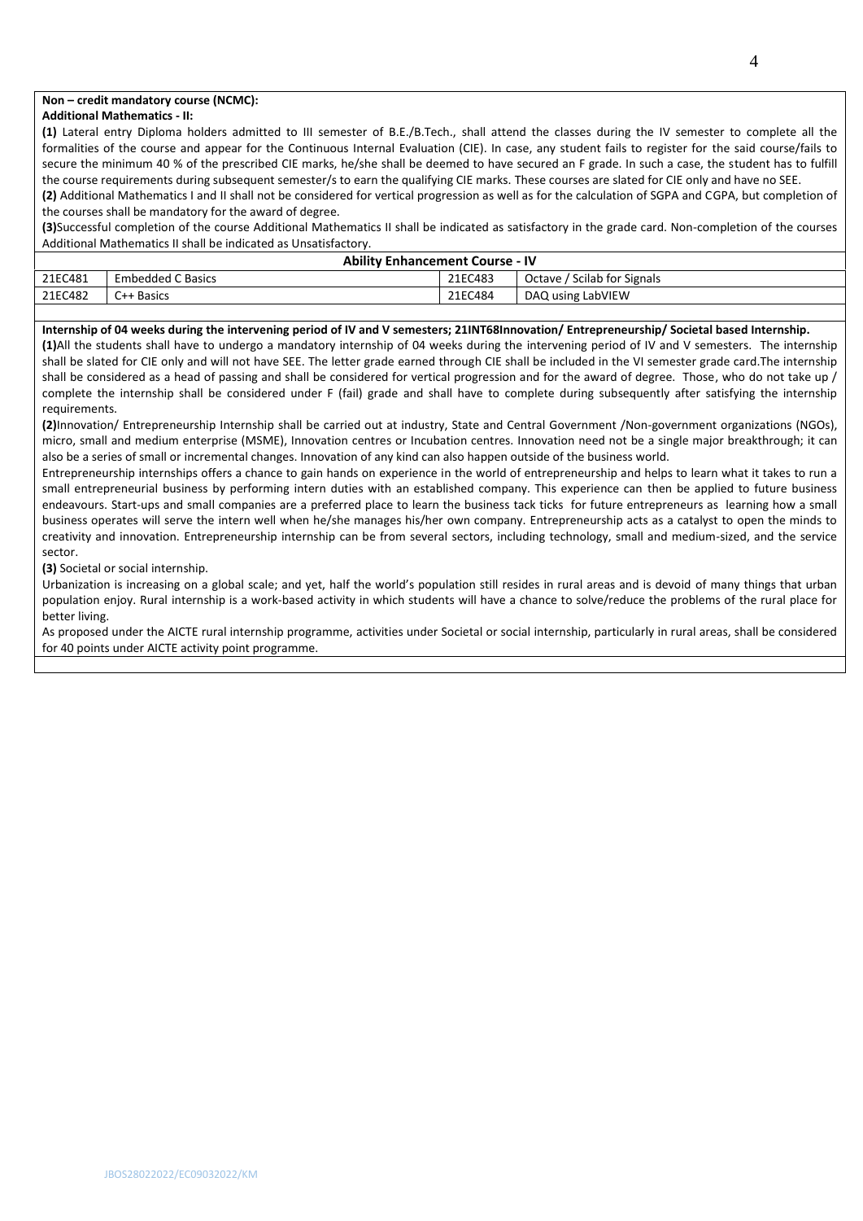**Non – credit mandatory course (NCMC):**

**Additional Mathematics - II:**

**(1)** Lateral entry Diploma holders admitted to III semester of B.E./B.Tech., shall attend the classes during the IV semester to complete all the formalities of the course and appear for the Continuous Internal Evaluation (CIE). In case, any student fails to register for the said course/fails to secure the minimum 40 % of the prescribed CIE marks, he/she shall be deemed to have secured an F grade. In such a case, the student has to fulfill the course requirements during subsequent semester/s to earn the qualifying CIE marks. These courses are slated for CIE only and have no SEE.

**(2)** Additional Mathematics I and II shall not be considered for vertical progression as well as for the calculation of SGPA and CGPA, but completion of the courses shall be mandatory for the award of degree.

**(3)**Successful completion of the course Additional Mathematics II shall be indicated as satisfactory in the grade card. Non-completion of the courses Additional Mathematics II shall be indicated as Unsatisfactory.

| **Ability Enhancement Course - IV** | | | |
|---|---|---|---|
| 21EC481 | Embedded C Basics | 21EC483 | Octave / Scilab for Signals |
| 21EC482 | C++ Basics | 21EC484 | DAQ using LabVIEW |

**Internship of 04 weeks during the intervening period of IV and V semesters; 21INT68Innovation/ Entrepreneurship/ Societal based Internship.**

**(1)**All the students shall have to undergo a mandatory internship of 04 weeks during the intervening period of IV and V semesters. The internship shall be slated for CIE only and will not have SEE. The letter grade earned through CIE shall be included in the VI semester grade card.The internship shall be considered as a head of passing and shall be considered for vertical progression and for the award of degree. Those, who do not take up / complete the internship shall be considered under F (fail) grade and shall have to complete during subsequently after satisfying the internship requirements.

**(2)**Innovation/ Entrepreneurship Internship shall be carried out at industry, State and Central Government /Non-government organizations (NGOs), micro, small and medium enterprise (MSME), Innovation centres or Incubation centres. Innovation need not be a single major breakthrough; it can also be a series of small or incremental changes. Innovation of any kind can also happen outside of the business world.

Entrepreneurship internships offers a chance to gain hands on experience in the world of entrepreneurship and helps to learn what it takes to run a small entrepreneurial business by performing intern duties with an established company. This experience can then be applied to future business endeavours. Start-ups and small companies are a preferred place to learn the business tack ticks for future entrepreneurs as learning how a small business operates will serve the intern well when he/she manages his/her own company. Entrepreneurship acts as a catalyst to open the minds to creativity and innovation. Entrepreneurship internship can be from several sectors, including technology, small and medium-sized, and the service sector.

**(3)** Societal or social internship.

Urbanization is increasing on a global scale; and yet, half the world's population still resides in rural areas and is devoid of many things that urban population enjoy. Rural internship is a work-based activity in which students will have a chance to solve/reduce the problems of the rural place for better living.

As proposed under the AICTE rural internship programme, activities under Societal or social internship, particularly in rural areas, shall be considered for 40 points under AICTE activity point programme.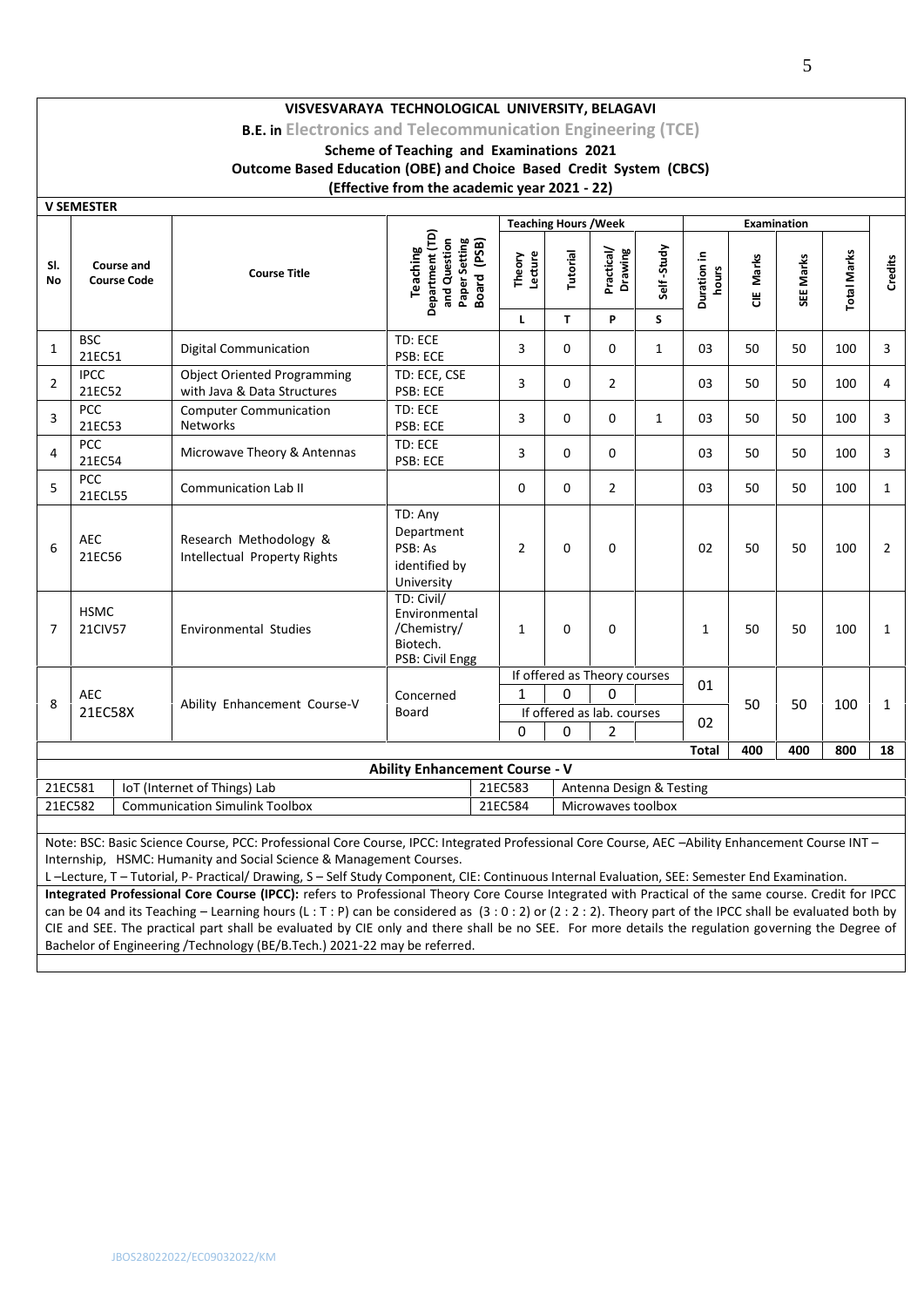**VISVESVARAYA TECHNOLOGICAL UNIVERSITY, BELAGAVI**

**B.E. in Electronics and Telecommunication Engineering (TCE)**

**Scheme of Teaching and Examinations 2021**

**Outcome Based Education (OBE) and Choice Based Credit System (CBCS)**

**(Effective from the academic year 2021 - 22)**

**V SEMESTER**

| Sl. No | Course and Course Code | | Course Title | Teaching Department (TD) and Question Paper Setting Board (PSB) | Teaching Hours /Week | | | | Examination | | | | Credits |
|---|---|---|---|---|---|---|---|---|---|---|---|---|---|
| | | | | | Theory Lecture | Tutorial | Practical/ Drawing | Self -Study | Duration in hours | CIE Marks | SEE Marks | Total Marks | |
| | | | | | L | T | P | S | | | | | |
| 1 | BSC | 21EC51 | Digital Communication | TD: ECE PSB: ECE | 3 | 0 | 0 | 1 | 03 | 50 | 50 | 100 | 3 |
| 2 | IPCC | 21EC52 | Object Oriented Programming with Java & Data Structures | TD: ECE, CSE PSB: ECE | 3 | 0 | 2 | | 03 | 50 | 50 | 100 | 4 |
| 3 | PCC | 21EC53 | Computer Communication Networks | TD: ECE PSB: ECE | 3 | 0 | 0 | 1 | 03 | 50 | 50 | 100 | 3 |
| 4 | PCC | 21EC54 | Microwave Theory & Antennas | TD: ECE PSB: ECE | 3 | 0 | 0 | | 03 | 50 | 50 | 100 | 3 |
| 5 | PCC | 21ECL55 | Communication Lab II | | 0 | 0 | 2 | | 03 | 50 | 50 | 100 | 1 |
| 6 | AEC | 21EC56 | Research Methodology & Intellectual Property Rights | TD: Any Department PSB: As identified by University | 2 | 0 | 0 | | 02 | 50 | 50 | 100 | 2 |
| 7 | HSMC | 21CIV57 | Environmental Studies | TD: Civil/ Environmental /Chemistry/ Biotech. PSB: Civil Engg | 1 | 0 | 0 | | 1 | 50 | 50 | 100 | 1 |
| 8 | AEC | 21EC58X | Ability Enhancement Course-V | Concerned Board | If offered as Theory courses | | | | 01 | 50 | 50 | 100 | 1 |
| | | | | | 1 | 0 | 0 | | | | | | |
| | | | | | If offered as lab. courses | | | | 02 | | | | |
| | | | | | 0 | 0 | 2 | | | | | | |
| | | | | | | | | | **Total** | **400** | **400** | **800** | **18** |

**Ability Enhancement Course - V**

| | | | |
|---|---|---|---|
| 21EC581 | IoT (Internet of Things) Lab | 21EC583 | Antenna Design & Testing |
| 21EC582 | Communication Simulink Toolbox | 21EC584 | Microwaves toolbox |

Note: BSC: Basic Science Course, PCC: Professional Core Course, IPCC: Integrated Professional Core Course, AEC –Ability Enhancement Course INT – Internship, HSMC: Humanity and Social Science & Management Courses.

L –Lecture, T – Tutorial, P- Practical/ Drawing, S – Self Study Component, CIE: Continuous Internal Evaluation, SEE: Semester End Examination.

**Integrated Professional Core Course (IPCC):** refers to Professional Theory Core Course Integrated with Practical of the same course. Credit for IPCC can be 04 and its Teaching – Learning hours (L : T : P) can be considered as (3 : 0 : 2) or (2 : 2 : 2). Theory part of the IPCC shall be evaluated both by CIE and SEE. The practical part shall be evaluated by CIE only and there shall be no SEE. For more details the regulation governing the Degree of Bachelor of Engineering /Technology (BE/B.Tech.) 2021-22 may be referred.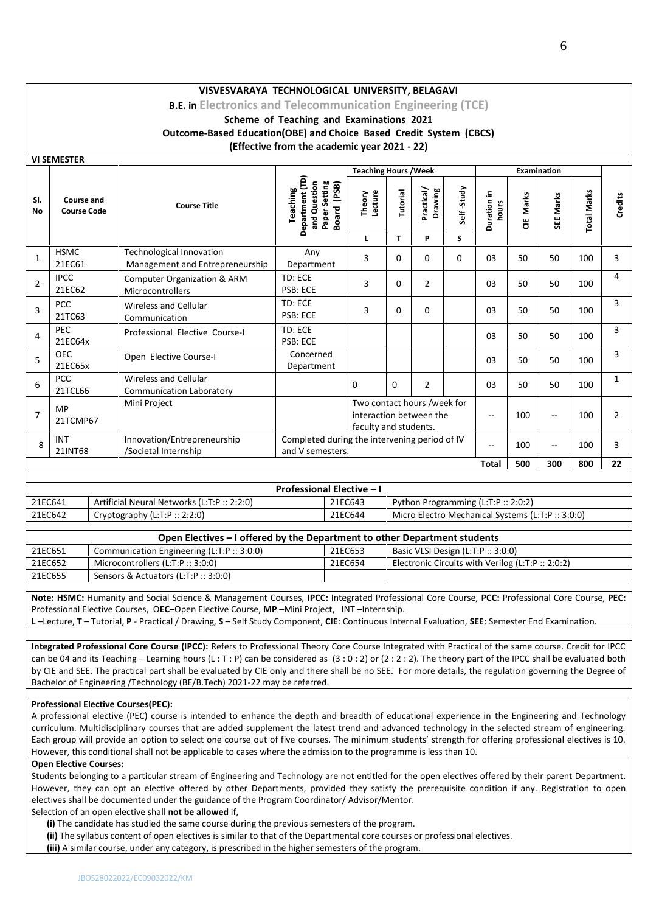**VISVESVARAYA TECHNOLOGICAL UNIVERSITY, BELAGAVI**

**B.E. in Electronics and Telecommunication Engineering (TCE)**

**Scheme of Teaching and Examinations 2021**

**Outcome-Based Education(OBE) and Choice Based Credit System (CBCS)**

**(Effective from the academic year 2021 - 22)**

**VI SEMESTER**

| Sl. No | Course and Course Code | | Course Title | Teaching Department (TD) and Question Paper Setting Board (PSB) | Teaching Hours /Week | | | | Examination | | | | Credits |
|---|---|---|---|---|---|---|---|---|---|---|---|---|---|
| | | | | | Theory Lecture | Tutorial | Practical/ Drawing | Self -Study | Duration in hours | CIE Marks | SEE Marks | Total Marks | |
| | | | | | L | T | P | S | | | | | |
| 1 | HSMC | 21EC61 | Technological Innovation Management and Entrepreneurship | Any Department | 3 | 0 | 0 | 0 | 03 | 50 | 50 | 100 | 3 |
| 2 | IPCC | 21EC62 | Computer Organization & ARM Microcontrollers | TD: ECE PSB: ECE | 3 | 0 | 2 | | 03 | 50 | 50 | 100 | 4 |
| 3 | PCC | 21TC63 | Wireless and Cellular Communication | TD: ECE PSB: ECE | 3 | 0 | 0 | | 03 | 50 | 50 | 100 | 3 |
| 4 | PEC | 21EC64x | Professional Elective Course-I | TD: ECE PSB: ECE | | | | | 03 | 50 | 50 | 100 | 3 |
| 5 | OEC | 21EC65x | Open Elective Course-I | Concerned Department | | | | | 03 | 50 | 50 | 100 | 3 |
| 6 | PCC | 21TCL66 | Wireless and Cellular Communication Laboratory | | 0 | 0 | 2 | | 03 | 50 | 50 | 100 | 1 |
| 7 | MP | 21TCMP67 | Mini Project | | Two contact hours /week for interaction between the faculty and students. | | | | -- | 100 | -- | 100 | 2 |
| 8 | INT | 21INT68 | Innovation/Entrepreneurship /Societal Internship | Completed during the intervening period of IV and V semesters. | | | | | -- | 100 | -- | 100 | 3 |
| | | | | | | | | | **Total** | **500** | **300** | **800** | **22** |

| **Professional Elective – I** | | | |
|---|---|---|---|
| 21EC641 | Artificial Neural Networks (L:T:P :: 2:2:0) | 21EC643 | Python Programming (L:T:P :: 2:0:2) |
| 21EC642 | Cryptography (L:T:P :: 2:2:0) | 21EC644 | Micro Electro Mechanical Systems (L:T:P :: 3:0:0) |

| **Open Electives – I offered by the Department to other Department students** | | | |
|---|---|---|---|
| 21EC651 | Communication Engineering (L:T:P :: 3:0:0) | 21EC653 | Basic VLSI Design (L:T:P :: 3:0:0) |
| 21EC652 | Microcontrollers (L:T:P :: 3:0:0) | 21EC654 | Electronic Circuits with Verilog (L:T:P :: 2:0:2) |
| 21EC655 | Sensors & Actuators (L:T:P :: 3:0:0) | | |

**Note: HSMC:** Humanity and Social Science & Management Courses, **IPCC:** Integrated Professional Core Course, **PCC:** Professional Core Course, **PEC:** Professional Elective Courses, O**EC**–Open Elective Course, **MP** –Mini Project, INT –Internship.
**L** –Lecture, **T** – Tutorial, **P** - Practical / Drawing, **S** – Self Study Component, **CIE**: Continuous Internal Evaluation, **SEE**: Semester End Examination.

**Integrated Professional Core Course (IPCC):** Refers to Professional Theory Core Course Integrated with Practical of the same course. Credit for IPCC can be 04 and its Teaching – Learning hours (L : T : P) can be considered as (3 : 0 : 2) or (2 : 2 : 2). The theory part of the IPCC shall be evaluated both by CIE and SEE. The practical part shall be evaluated by CIE only and there shall be no SEE. For more details, the regulation governing the Degree of Bachelor of Engineering /Technology (BE/B.Tech) 2021-22 may be referred.

**Professional Elective Courses(PEC):**
A professional elective (PEC) course is intended to enhance the depth and breadth of educational experience in the Engineering and Technology curriculum. Multidisciplinary courses that are added supplement the latest trend and advanced technology in the selected stream of engineering. Each group will provide an option to select one course out of five courses. The minimum students' strength for offering professional electives is 10. However, this conditional shall not be applicable to cases where the admission to the programme is less than 10.

**Open Elective Courses:**
Students belonging to a particular stream of Engineering and Technology are not entitled for the open electives offered by their parent Department. However, they can opt an elective offered by other Departments, provided they satisfy the prerequisite condition if any. Registration to open electives shall be documented under the guidance of the Program Coordinator/ Advisor/Mentor.
Selection of an open elective shall **not be allowed** if,

**(i)** The candidate has studied the same course during the previous semesters of the program.
**(ii)** The syllabus content of open electives is similar to that of the Departmental core courses or professional electives.
**(iii)** A similar course, under any category, is prescribed in the higher semesters of the program.

JBOS28022022/EC09032022/KM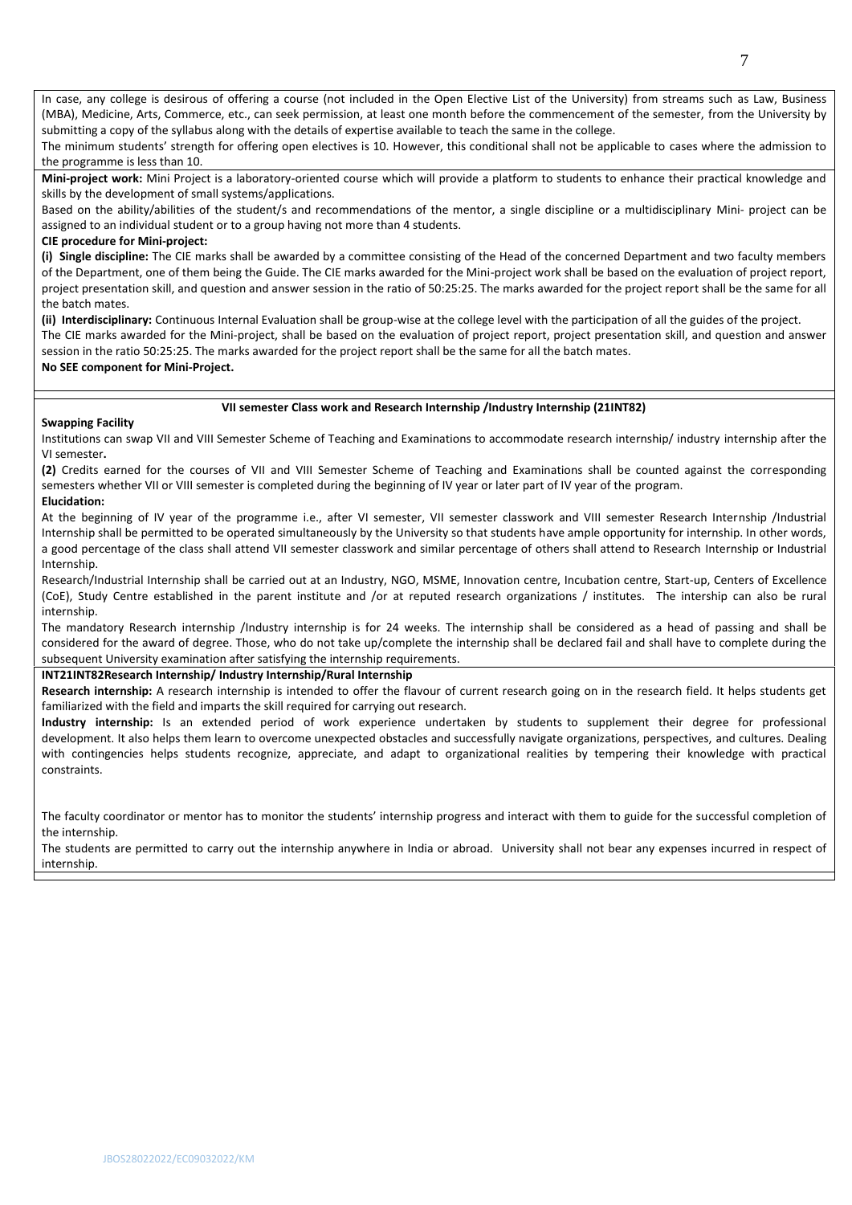In case, any college is desirous of offering a course (not included in the Open Elective List of the University) from streams such as Law, Business (MBA), Medicine, Arts, Commerce, etc., can seek permission, at least one month before the commencement of the semester, from the University by submitting a copy of the syllabus along with the details of expertise available to teach the same in the college.

The minimum students' strength for offering open electives is 10. However, this conditional shall not be applicable to cases where the admission to the programme is less than 10.

**Mini-project work:** Mini Project is a laboratory-oriented course which will provide a platform to students to enhance their practical knowledge and skills by the development of small systems/applications.

Based on the ability/abilities of the student/s and recommendations of the mentor, a single discipline or a multidisciplinary Mini- project can be assigned to an individual student or to a group having not more than 4 students.

**CIE procedure for Mini-project:**

**(i) Single discipline:** The CIE marks shall be awarded by a committee consisting of the Head of the concerned Department and two faculty members of the Department, one of them being the Guide. The CIE marks awarded for the Mini-project work shall be based on the evaluation of project report, project presentation skill, and question and answer session in the ratio of 50:25:25. The marks awarded for the project report shall be the same for all the batch mates.

**(ii) Interdisciplinary:** Continuous Internal Evaluation shall be group-wise at the college level with the participation of all the guides of the project.

The CIE marks awarded for the Mini-project, shall be based on the evaluation of project report, project presentation skill, and question and answer session in the ratio 50:25:25. The marks awarded for the project report shall be the same for all the batch mates.

**No SEE component for Mini-Project.**

**VII semester Class work and Research Internship /Industry Internship (21INT82)**

**Swapping Facility**

Institutions can swap VII and VIII Semester Scheme of Teaching and Examinations to accommodate research internship/ industry internship after the VI semester**.**

**(2)** Credits earned for the courses of VII and VIII Semester Scheme of Teaching and Examinations shall be counted against the corresponding semesters whether VII or VIII semester is completed during the beginning of IV year or later part of IV year of the program.

**Elucidation:**

At the beginning of IV year of the programme i.e., after VI semester, VII semester classwork and VIII semester Research Internship /Industrial Internship shall be permitted to be operated simultaneously by the University so that students have ample opportunity for internship. In other words, a good percentage of the class shall attend VII semester classwork and similar percentage of others shall attend to Research Internship or Industrial Internship.

Research/Industrial Internship shall be carried out at an Industry, NGO, MSME, Innovation centre, Incubation centre, Start-up, Centers of Excellence (CoE), Study Centre established in the parent institute and /or at reputed research organizations / institutes. The intership can also be rural internship.

The mandatory Research internship /Industry internship is for 24 weeks. The internship shall be considered as a head of passing and shall be considered for the award of degree. Those, who do not take up/complete the internship shall be declared fail and shall have to complete during the subsequent University examination after satisfying the internship requirements.

**INT21INT82Research Internship/ Industry Internship/Rural Internship**

**Research internship:** A research internship is intended to offer the flavour of current research going on in the research field. It helps students get familiarized with the field and imparts the skill required for carrying out research.

**Industry internship:** Is an extended period of work experience undertaken by students to supplement their degree for professional development. It also helps them learn to overcome unexpected obstacles and successfully navigate organizations, perspectives, and cultures. Dealing with contingencies helps students recognize, appreciate, and adapt to organizational realities by tempering their knowledge with practical constraints.

The faculty coordinator or mentor has to monitor the students' internship progress and interact with them to guide for the successful completion of the internship.

The students are permitted to carry out the internship anywhere in India or abroad. University shall not bear any expenses incurred in respect of internship.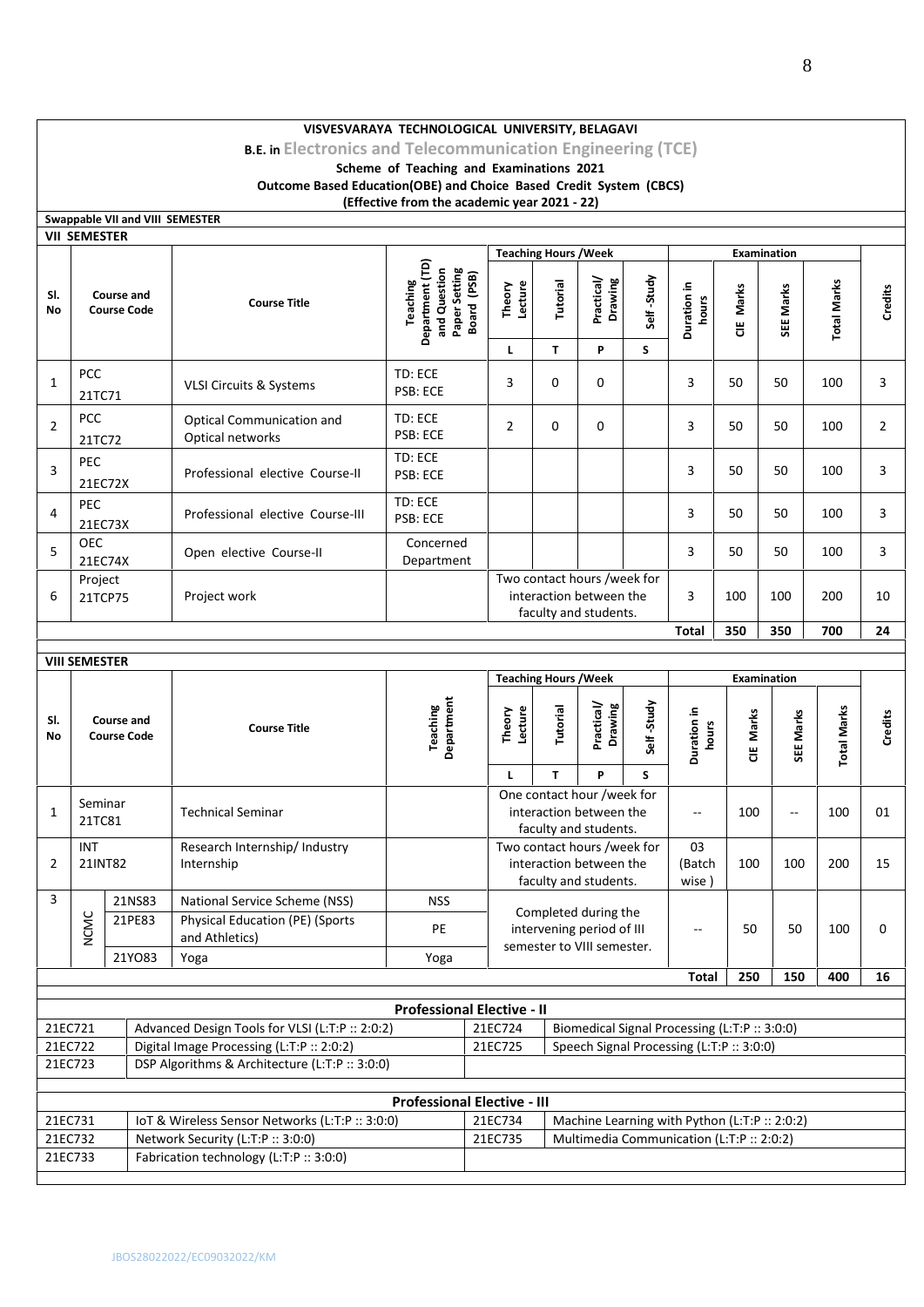**VISVESVARAYA TECHNOLOGICAL UNIVERSITY, BELAGAVI**

**B.E. in Electronics and Telecommunication Engineering (TCE)**

**Scheme of Teaching and Examinations 2021**

**Outcome Based Education(OBE) and Choice Based Credit System (CBCS)**

**(Effective from the academic year 2021 - 22)**

**Swappable VII and VIII SEMESTER**

**VII SEMESTER**

| Sl. No | Course and Course Code | | Course Title | Teaching Department (TD) and Question Paper Setting Board (PSB) | Teaching Hours /Week | | | | Examination | | | | Credits |
|---|---|---|---|---|---|---|---|---|---|---|---|---|---|
| | | | | | Theory Lecture | Tutorial | Practical/ Drawing | Self -Study | Duration in hours | CIE Marks | SEE Marks | Total Marks | |
| | | | | | L | T | P | S | | | | | |
| 1 | PCC | 21TC71 | VLSI Circuits & Systems | TD: ECE PSB: ECE | 3 | 0 | 0 | | 3 | 50 | 50 | 100 | 3 |
| 2 | PCC | 21TC72 | Optical Communication and Optical networks | TD: ECE PSB: ECE | 2 | 0 | 0 | | 3 | 50 | 50 | 100 | 2 |
| 3 | PEC | 21EC72X | Professional elective Course-II | TD: ECE PSB: ECE | | | | | 3 | 50 | 50 | 100 | 3 |
| 4 | PEC | 21EC73X | Professional elective Course-III | TD: ECE PSB: ECE | | | | | 3 | 50 | 50 | 100 | 3 |
| 5 | OEC | 21EC74X | Open elective Course-II | Concerned Department | | | | | 3 | 50 | 50 | 100 | 3 |
| 6 | Project | 21TCP75 | Project work | | Two contact hours /week for interaction between the faculty and students. | | | | 3 | 100 | 100 | 200 | 10 |
| | | | | | | | | | **Total** | **350** | **350** | **700** | **24** |

**VIII SEMESTER**

| Sl. No | Course and Course Code | | Course Title | Teaching Department | Teaching Hours /Week | | | | Examination | | | | Credits |
|---|---|---|---|---|---|---|---|---|---|---|---|---|---|
| | | | | | Theory Lecture | Tutorial | Practical/ Drawing | Self -Study | Duration in hours | CIE Marks | SEE Marks | Total Marks | |
| | | | | | L | T | P | S | | | | | |
| 1 | Seminar | 21TC81 | Technical Seminar | | One contact hour /week for interaction between the faculty and students. | | | | -- | 100 | -- | 100 | 01 |
| 2 | INT | 21INT82 | Research Internship/ Industry Internship | | Two contact hours /week for interaction between the faculty and students. | | | | 03 (Batch wise ) | 100 | 100 | 200 | 15 |
| 3 | NCMC | 21NS83 | National Service Scheme (NSS) | NSS | Completed during the intervening period of III semester to VIII semester. | | | | -- | 50 | 50 | 100 | 0 |
| | NCMC | 21PE83 | Physical Education (PE) (Sports and Athletics) | PE | | | | | | | | | |
| | NCMC | 21YO83 | Yoga | Yoga | | | | | | | | | |
| | | | | | | | | | **Total** | **250** | **150** | **400** | **16** |

**Professional Elective - II**

| Code | Course | Code | Course |
|---|---|---|---|
| 21EC721 | Advanced Design Tools for VLSI (L:T:P :: 2:0:2) | 21EC724 | Biomedical Signal Processing (L:T:P :: 3:0:0) |
| 21EC722 | Digital Image Processing (L:T:P :: 2:0:2) | 21EC725 | Speech Signal Processing (L:T:P :: 3:0:0) |
| 21EC723 | DSP Algorithms & Architecture (L:T:P :: 3:0:0) | | |

**Professional Elective - III**

| Code | Course | Code | Course |
|---|---|---|---|
| 21EC731 | IoT & Wireless Sensor Networks (L:T:P :: 3:0:0) | 21EC734 | Machine Learning with Python (L:T:P :: 2:0:2) |
| 21EC732 | Network Security (L:T:P :: 3:0:0) | 21EC735 | Multimedia Communication (L:T:P :: 2:0:2) |
| 21EC733 | Fabrication technology (L:T:P :: 3:0:0) | | |

JBOS28022022/EC09032022/KM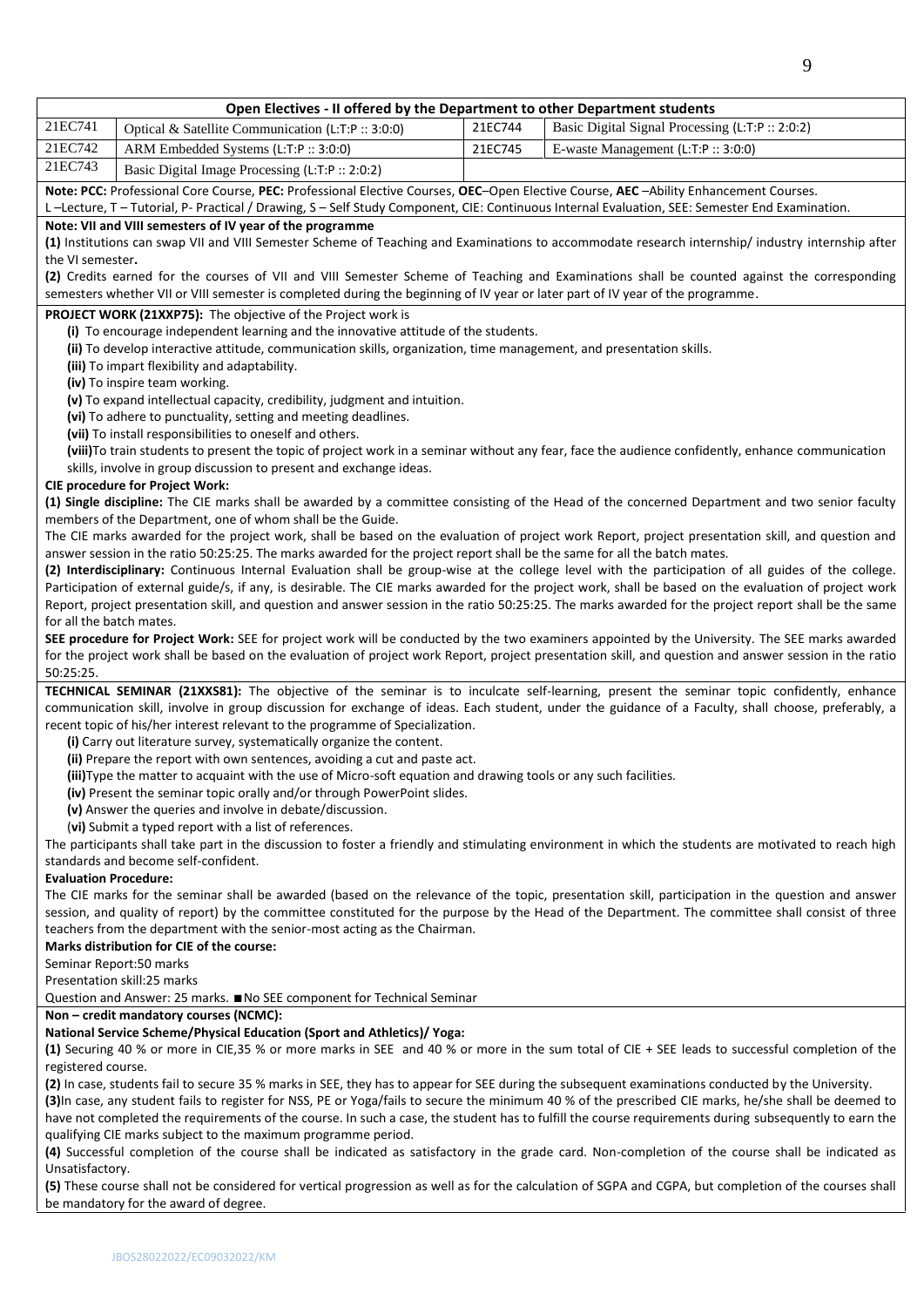| Open Electives - II offered by the Department to other Department students | | | |
|---|---|---|---|
| 21EC741 | Optical & Satellite Communication (L:T:P :: 3:0:0) | 21EC744 | Basic Digital Signal Processing (L:T:P :: 2:0:2) |
| 21EC742 | ARM Embedded Systems (L:T:P :: 3:0:0) | 21EC745 | E-waste Management (L:T:P :: 3:0:0) |
| 21EC743 | Basic Digital Image Processing (L:T:P :: 2:0:2) | | |

**Note: PCC:** Professional Core Course, **PEC:** Professional Elective Courses, **OEC**–Open Elective Course, **AEC** –Ability Enhancement Courses.
L –Lecture, T – Tutorial, P- Practical / Drawing, S – Self Study Component, CIE: Continuous Internal Evaluation, SEE: Semester End Examination.

**Note: VII and VIII semesters of IV year of the programme**

**(1)** Institutions can swap VII and VIII Semester Scheme of Teaching and Examinations to accommodate research internship/ industry internship after the VI semester**.**

**(2)** Credits earned for the courses of VII and VIII Semester Scheme of Teaching and Examinations shall be counted against the corresponding semesters whether VII or VIII semester is completed during the beginning of IV year or later part of IV year of the programme.

**PROJECT WORK (21XXP75):** The objective of the Project work is

- **(i)** To encourage independent learning and the innovative attitude of the students.
- **(ii)** To develop interactive attitude, communication skills, organization, time management, and presentation skills.
- **(iii)** To impart flexibility and adaptability.
- **(iv)** To inspire team working.
- **(v)** To expand intellectual capacity, credibility, judgment and intuition.
- **(vi)** To adhere to punctuality, setting and meeting deadlines.
- **(vii)** To install responsibilities to oneself and others.
- **(viii)**To train students to present the topic of project work in a seminar without any fear, face the audience confidently, enhance communication skills, involve in group discussion to present and exchange ideas.

**CIE procedure for Project Work:**

**(1) Single discipline:** The CIE marks shall be awarded by a committee consisting of the Head of the concerned Department and two senior faculty members of the Department, one of whom shall be the Guide.

The CIE marks awarded for the project work, shall be based on the evaluation of project work Report, project presentation skill, and question and answer session in the ratio 50:25:25. The marks awarded for the project report shall be the same for all the batch mates.

**(2) Interdisciplinary:** Continuous Internal Evaluation shall be group-wise at the college level with the participation of all guides of the college. Participation of external guide/s, if any, is desirable. The CIE marks awarded for the project work, shall be based on the evaluation of project work Report, project presentation skill, and question and answer session in the ratio 50:25:25. The marks awarded for the project report shall be the same for all the batch mates.

**SEE procedure for Project Work:** SEE for project work will be conducted by the two examiners appointed by the University. The SEE marks awarded for the project work shall be based on the evaluation of project work Report, project presentation skill, and question and answer session in the ratio 50:25:25.

**TECHNICAL SEMINAR (21XXS81):** The objective of the seminar is to inculcate self-learning, present the seminar topic confidently, enhance communication skill, involve in group discussion for exchange of ideas. Each student, under the guidance of a Faculty, shall choose, preferably, a recent topic of his/her interest relevant to the programme of Specialization.

- **(i)** Carry out literature survey, systematically organize the content.
- **(ii)** Prepare the report with own sentences, avoiding a cut and paste act.
- **(iii)**Type the matter to acquaint with the use of Micro-soft equation and drawing tools or any such facilities.
- **(iv)** Present the seminar topic orally and/or through PowerPoint slides.
- **(v)** Answer the queries and involve in debate/discussion.
- (**vi)** Submit a typed report with a list of references.

The participants shall take part in the discussion to foster a friendly and stimulating environment in which the students are motivated to reach high standards and become self-confident.

**Evaluation Procedure:**

The CIE marks for the seminar shall be awarded (based on the relevance of the topic, presentation skill, participation in the question and answer session, and quality of report) by the committee constituted for the purpose by the Head of the Department. The committee shall consist of three teachers from the department with the senior-most acting as the Chairman.

**Marks distribution for CIE of the course:**

Seminar Report:50 marks

Presentation skill:25 marks

Question and Answer: 25 marks. ■ No SEE component for Technical Seminar

**Non – credit mandatory courses (NCMC):**

**National Service Scheme/Physical Education (Sport and Athletics)/ Yoga:**

**(1)** Securing 40 % or more in CIE,35 % or more marks in SEE and 40 % or more in the sum total of CIE + SEE leads to successful completion of the registered course.

**(2)** In case, students fail to secure 35 % marks in SEE, they has to appear for SEE during the subsequent examinations conducted by the University.

**(3)**In case, any student fails to register for NSS, PE or Yoga/fails to secure the minimum 40 % of the prescribed CIE marks, he/she shall be deemed to have not completed the requirements of the course. In such a case, the student has to fulfill the course requirements during subsequently to earn the qualifying CIE marks subject to the maximum programme period.

**(4)** Successful completion of the course shall be indicated as satisfactory in the grade card. Non-completion of the course shall be indicated as Unsatisfactory.

**(5)** These course shall not be considered for vertical progression as well as for the calculation of SGPA and CGPA, but completion of the courses shall be mandatory for the award of degree.